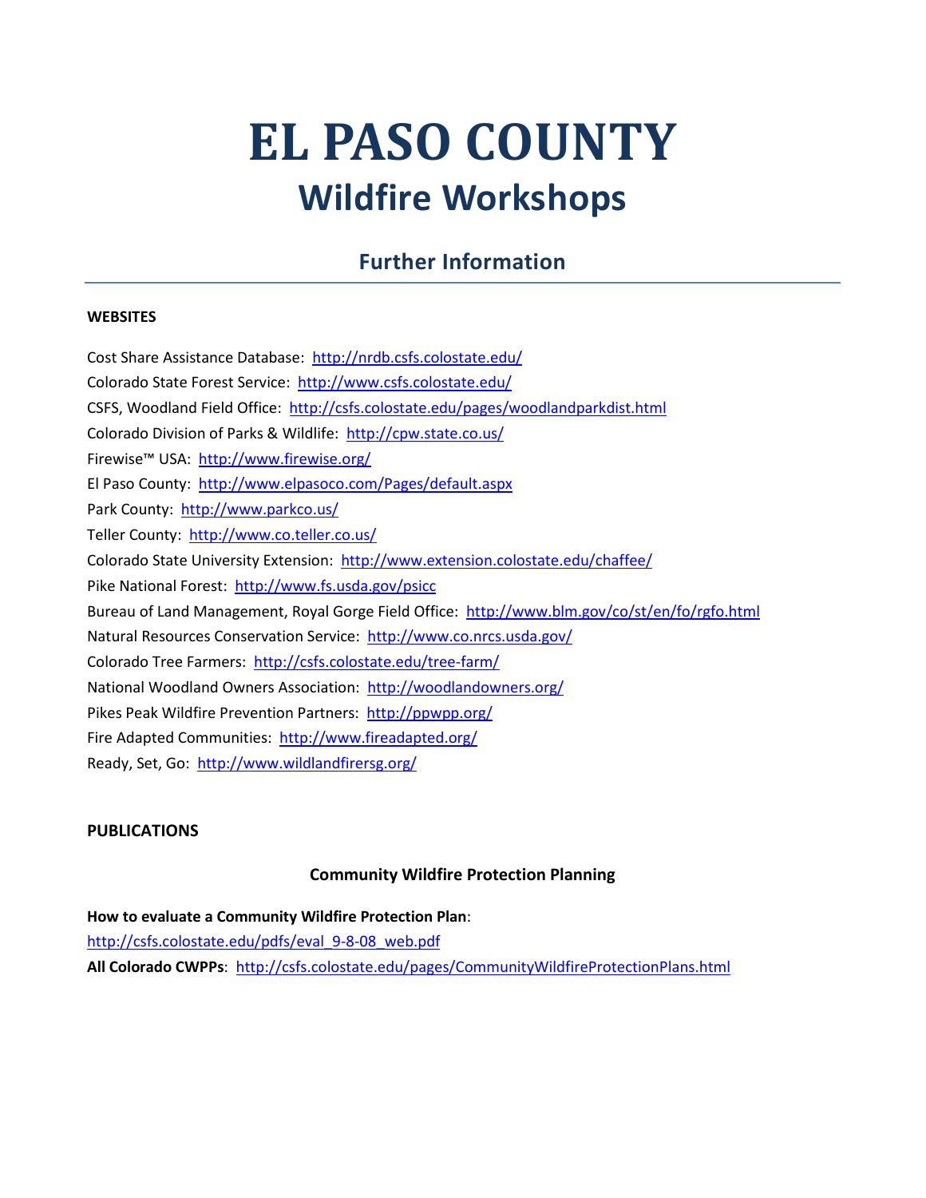# EL PASO COUNTY

## Wildfire Workshops

### Further Information

**WEBSITES**

Cost Share Assistance Database: http://nrdb.csfs.colostate.edu/

Colorado State Forest Service: http://www.csfs.colostate.edu/

CSFS, Woodland Field Office: http://csfs.colostate.edu/pages/woodlandparkdist.html

Colorado Division of Parks & Wildlife: http://cpw.state.co.us/

Firewise™ USA: http://www.firewise.org/

El Paso County: http://www.elpasoco.com/Pages/default.aspx

Park County: http://www.parkco.us/

Teller County: http://www.co.teller.co.us/

Colorado State University Extension: http://www.extension.colostate.edu/chaffee/

Pike National Forest: http://www.fs.usda.gov/psicc

Bureau of Land Management, Royal Gorge Field Office: http://www.blm.gov/co/st/en/fo/rgfo.html

Natural Resources Conservation Service: http://www.co.nrcs.usda.gov/

Colorado Tree Farmers: http://csfs.colostate.edu/tree-farm/

National Woodland Owners Association: http://woodlandowners.org/

Pikes Peak Wildfire Prevention Partners: http://ppwpp.org/

Fire Adapted Communities: http://www.fireadapted.org/

Ready, Set, Go: http://www.wildlandfirersg.org/

**PUBLICATIONS**

**Community Wildfire Protection Planning**

**How to evaluate a Community Wildfire Protection Plan**:
http://csfs.colostate.edu/pdfs/eval_9-8-08_web.pdf

**All Colorado CWPPs**: http://csfs.colostate.edu/pages/CommunityWildfireProtectionPlans.html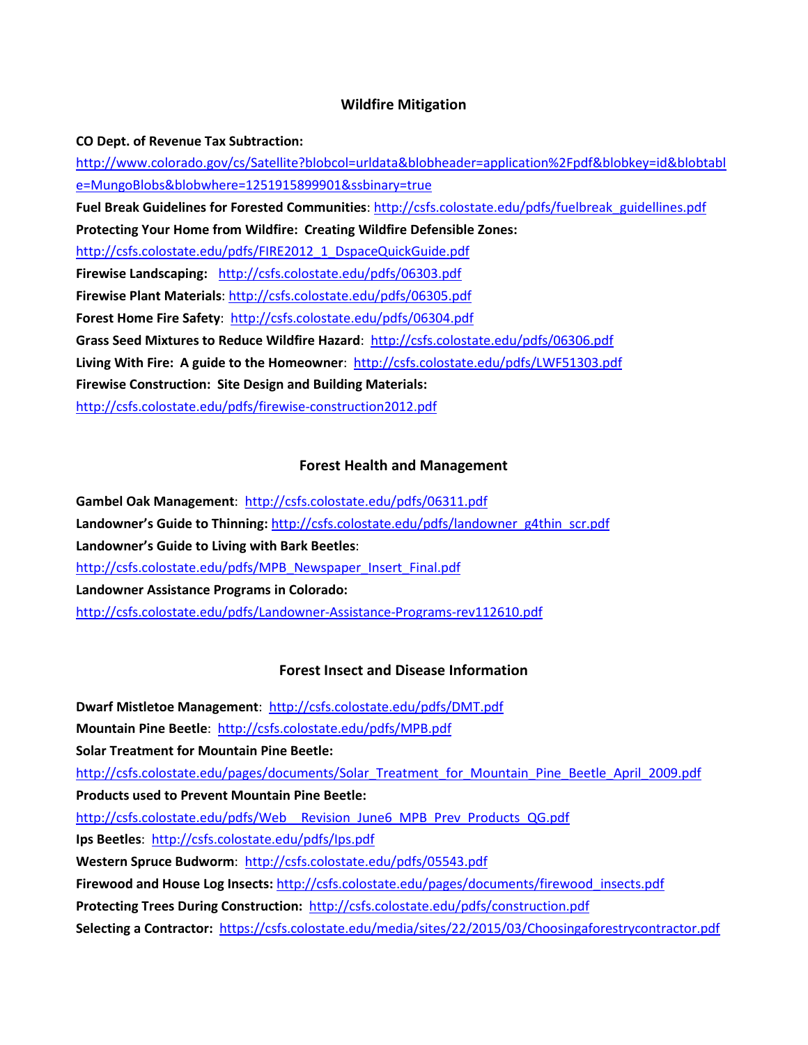## Wildfire Mitigation

**CO Dept. of Revenue Tax Subtraction:**
http://www.colorado.gov/cs/Satellite?blobcol=urldata&blobheader=application%2Fpdf&blobkey=id&blobtable=MungoBlobs&blobwhere=1251915899901&ssbinary=true

**Fuel Break Guidelines for Forested Communities**: http://csfs.colostate.edu/pdfs/fuelbreak_guidellines.pdf

**Protecting Your Home from Wildfire: Creating Wildfire Defensible Zones:**
http://csfs.colostate.edu/pdfs/FIRE2012_1_DspaceQuickGuide.pdf

**Firewise Landscaping:** http://csfs.colostate.edu/pdfs/06303.pdf

**Firewise Plant Materials**: http://csfs.colostate.edu/pdfs/06305.pdf

**Forest Home Fire Safety**: http://csfs.colostate.edu/pdfs/06304.pdf

**Grass Seed Mixtures to Reduce Wildfire Hazard**: http://csfs.colostate.edu/pdfs/06306.pdf

**Living With Fire: A guide to the Homeowner**: http://csfs.colostate.edu/pdfs/LWF51303.pdf

**Firewise Construction: Site Design and Building Materials:**
http://csfs.colostate.edu/pdfs/firewise-construction2012.pdf

## Forest Health and Management

**Gambel Oak Management**: http://csfs.colostate.edu/pdfs/06311.pdf

**Landowner's Guide to Thinning:** http://csfs.colostate.edu/pdfs/landowner_g4thin_scr.pdf

**Landowner's Guide to Living with Bark Beetles**:
http://csfs.colostate.edu/pdfs/MPB_Newspaper_Insert_Final.pdf

**Landowner Assistance Programs in Colorado:**
http://csfs.colostate.edu/pdfs/Landowner-Assistance-Programs-rev112610.pdf

## Forest Insect and Disease Information

**Dwarf Mistletoe Management**: http://csfs.colostate.edu/pdfs/DMT.pdf

**Mountain Pine Beetle**: http://csfs.colostate.edu/pdfs/MPB.pdf

**Solar Treatment for Mountain Pine Beetle:**
http://csfs.colostate.edu/pages/documents/Solar_Treatment_for_Mountain_Pine_Beetle_April_2009.pdf

**Products used to Prevent Mountain Pine Beetle:**
http://csfs.colostate.edu/pdfs/Web__Revision_June6_MPB_Prev_Products_QG.pdf

**Ips Beetles**: http://csfs.colostate.edu/pdfs/Ips.pdf

**Western Spruce Budworm**: http://csfs.colostate.edu/pdfs/05543.pdf

**Firewood and House Log Insects:** http://csfs.colostate.edu/pages/documents/firewood_insects.pdf

**Protecting Trees During Construction:** http://csfs.colostate.edu/pdfs/construction.pdf

**Selecting a Contractor:** https://csfs.colostate.edu/media/sites/22/2015/03/Choosingaforestrycontractor.pdf